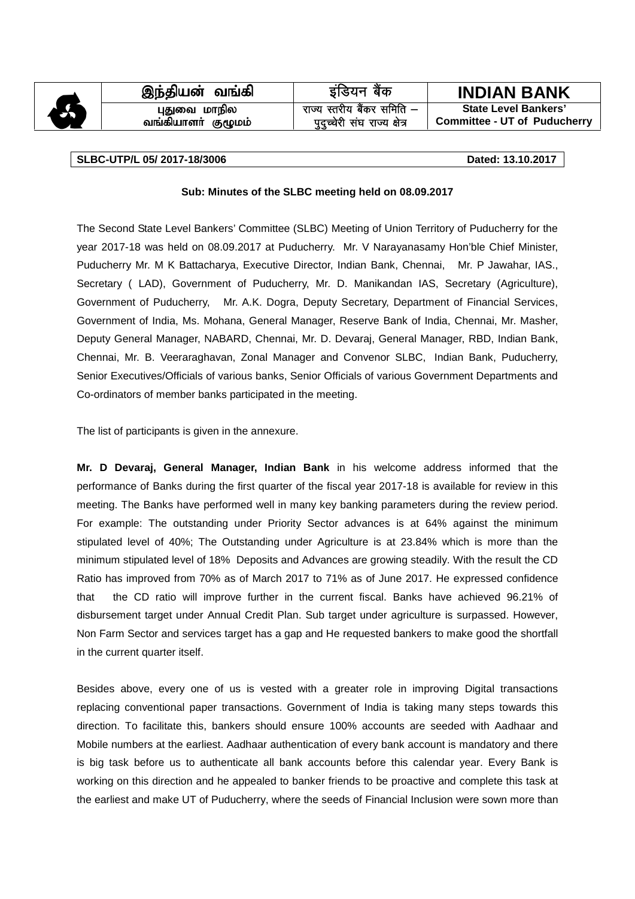| இந்தியன் வங்கி | इंडियन बैंक | INDIAN BANK |
|---|---|---|
| புதுவை மாநில வங்கியாளர் குழுமம் | राज्य स्तरीय बैंकर समिति – पुदुच्चेरी संघ राज्य क्षेत्र | State Level Bankers' Committee - UT of Puducherry |

**SLBC-UTP/L 05/ 2017-18/3006** **Dated: 13.10.2017**

**Sub: Minutes of the SLBC meeting held on 08.09.2017**

The Second State Level Bankers' Committee (SLBC) Meeting of Union Territory of Puducherry for the year 2017-18 was held on 08.09.2017 at Puducherry. Mr. V Narayanasamy Hon'ble Chief Minister, Puducherry Mr. M K Battacharya, Executive Director, Indian Bank, Chennai, Mr. P Jawahar, IAS., Secretary ( LAD), Government of Puducherry, Mr. D. Manikandan IAS, Secretary (Agriculture), Government of Puducherry, Mr. A.K. Dogra, Deputy Secretary, Department of Financial Services, Government of India, Ms. Mohana, General Manager, Reserve Bank of India, Chennai, Mr. Masher, Deputy General Manager, NABARD, Chennai, Mr. D. Devaraj, General Manager, RBD, Indian Bank, Chennai, Mr. B. Veeraraghavan, Zonal Manager and Convenor SLBC, Indian Bank, Puducherry, Senior Executives/Officials of various banks, Senior Officials of various Government Departments and Co-ordinators of member banks participated in the meeting.

The list of participants is given in the annexure.

**Mr. D Devaraj, General Manager, Indian Bank** in his welcome address informed that the performance of Banks during the first quarter of the fiscal year 2017-18 is available for review in this meeting. The Banks have performed well in many key banking parameters during the review period. For example: The outstanding under Priority Sector advances is at 64% against the minimum stipulated level of 40%; The Outstanding under Agriculture is at 23.84% which is more than the minimum stipulated level of 18% Deposits and Advances are growing steadily. With the result the CD Ratio has improved from 70% as of March 2017 to 71% as of June 2017. He expressed confidence that the CD ratio will improve further in the current fiscal. Banks have achieved 96.21% of disbursement target under Annual Credit Plan. Sub target under agriculture is surpassed. However, Non Farm Sector and services target has a gap and He requested bankers to make good the shortfall in the current quarter itself.

Besides above, every one of us is vested with a greater role in improving Digital transactions replacing conventional paper transactions. Government of India is taking many steps towards this direction. To facilitate this, bankers should ensure 100% accounts are seeded with Aadhaar and Mobile numbers at the earliest. Aadhaar authentication of every bank account is mandatory and there is big task before us to authenticate all bank accounts before this calendar year. Every Bank is working on this direction and he appealed to banker friends to be proactive and complete this task at the earliest and make UT of Puducherry, where the seeds of Financial Inclusion were sown more than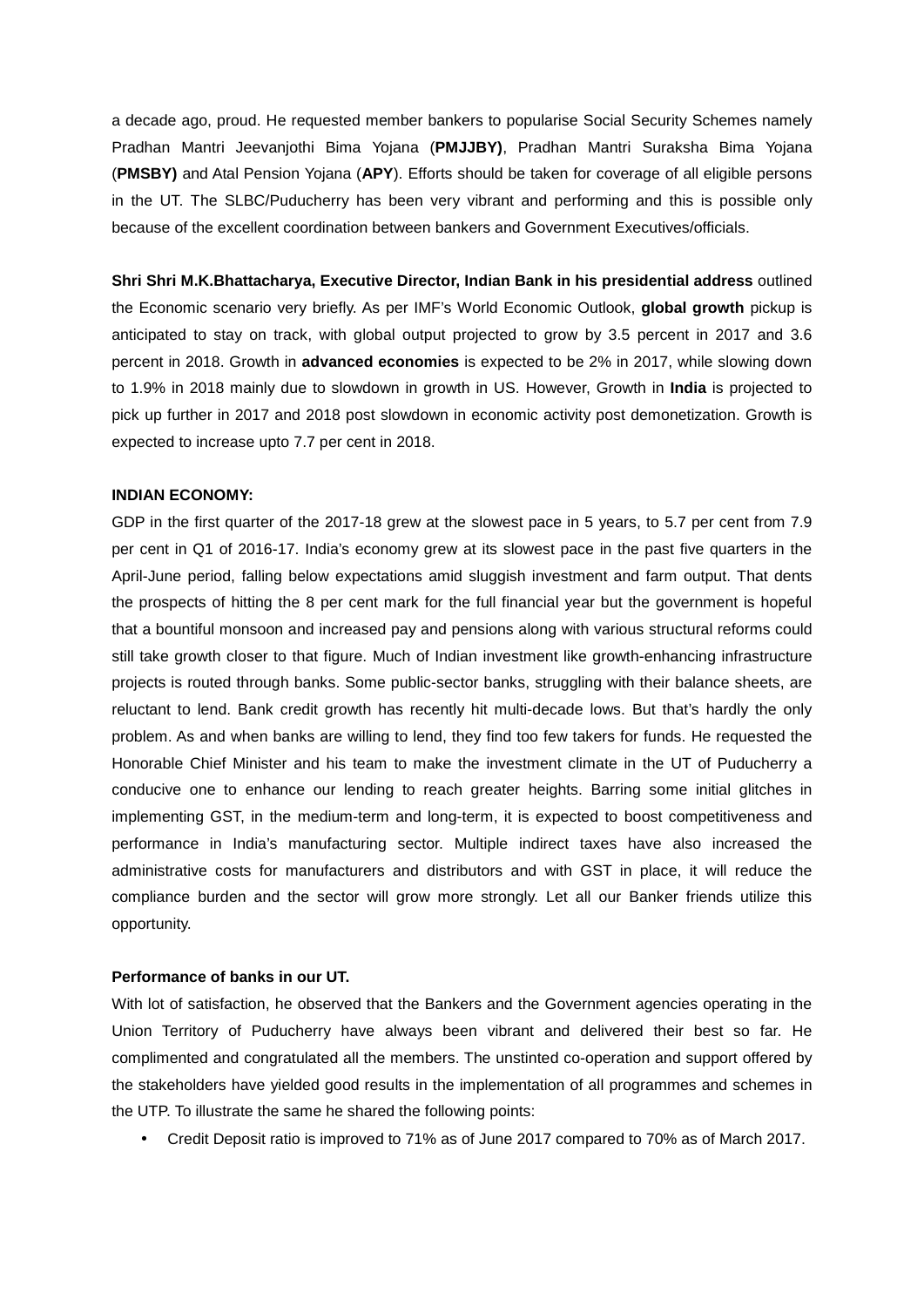a decade ago, proud. He requested member bankers to popularise Social Security Schemes namely Pradhan Mantri Jeevanjothi Bima Yojana (**PMJJBY)**, Pradhan Mantri Suraksha Bima Yojana (**PMSBY)** and Atal Pension Yojana (**APY**). Efforts should be taken for coverage of all eligible persons in the UT. The SLBC/Puducherry has been very vibrant and performing and this is possible only because of the excellent coordination between bankers and Government Executives/officials.

**Shri Shri M.K.Bhattacharya, Executive Director, Indian Bank in his presidential address** outlined the Economic scenario very briefly. As per IMF's World Economic Outlook, **global growth** pickup is anticipated to stay on track, with global output projected to grow by 3.5 percent in 2017 and 3.6 percent in 2018. Growth in **advanced economies** is expected to be 2% in 2017, while slowing down to 1.9% in 2018 mainly due to slowdown in growth in US. However, Growth in **India** is projected to pick up further in 2017 and 2018 post slowdown in economic activity post demonetization. Growth is expected to increase upto 7.7 per cent in 2018.

**INDIAN ECONOMY:**

GDP in the first quarter of the 2017-18 grew at the slowest pace in 5 years, to 5.7 per cent from 7.9 per cent in Q1 of 2016-17. India's economy grew at its slowest pace in the past five quarters in the April-June period, falling below expectations amid sluggish investment and farm output. That dents the prospects of hitting the 8 per cent mark for the full financial year but the government is hopeful that a bountiful monsoon and increased pay and pensions along with various structural reforms could still take growth closer to that figure. Much of Indian investment like growth-enhancing infrastructure projects is routed through banks. Some public-sector banks, struggling with their balance sheets, are reluctant to lend. Bank credit growth has recently hit multi-decade lows. But that's hardly the only problem. As and when banks are willing to lend, they find too few takers for funds. He requested the Honorable Chief Minister and his team to make the investment climate in the UT of Puducherry a conducive one to enhance our lending to reach greater heights. Barring some initial glitches in implementing GST, in the medium-term and long-term, it is expected to boost competitiveness and performance in India's manufacturing sector. Multiple indirect taxes have also increased the administrative costs for manufacturers and distributors and with GST in place, it will reduce the compliance burden and the sector will grow more strongly. Let all our Banker friends utilize this opportunity.

**Performance of banks in our UT.**

With lot of satisfaction, he observed that the Bankers and the Government agencies operating in the Union Territory of Puducherry have always been vibrant and delivered their best so far. He complimented and congratulated all the members. The unstinted co-operation and support offered by the stakeholders have yielded good results in the implementation of all programmes and schemes in the UTP. To illustrate the same he shared the following points:

- Credit Deposit ratio is improved to 71% as of June 2017 compared to 70% as of March 2017.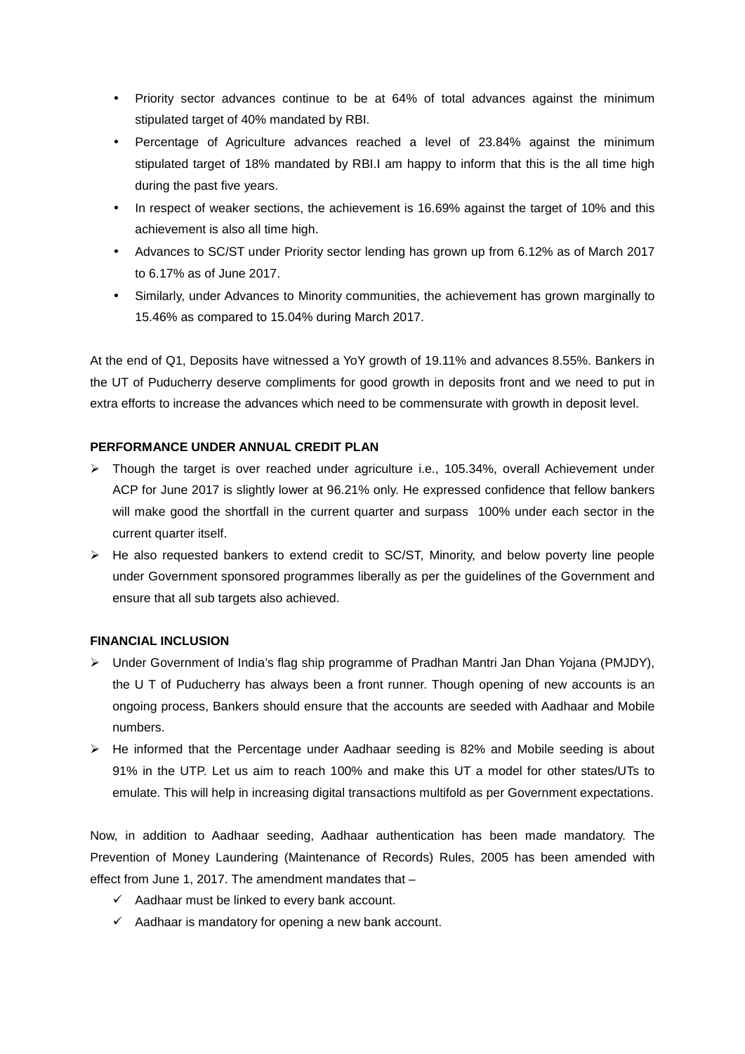- Priority sector advances continue to be at 64% of total advances against the minimum stipulated target of 40% mandated by RBI.
- Percentage of Agriculture advances reached a level of 23.84% against the minimum stipulated target of 18% mandated by RBI.I am happy to inform that this is the all time high during the past five years.
- In respect of weaker sections, the achievement is 16.69% against the target of 10% and this achievement is also all time high.
- Advances to SC/ST under Priority sector lending has grown up from 6.12% as of March 2017 to 6.17% as of June 2017.
- Similarly, under Advances to Minority communities, the achievement has grown marginally to 15.46% as compared to 15.04% during March 2017.

At the end of Q1, Deposits have witnessed a YoY growth of 19.11% and advances 8.55%. Bankers in the UT of Puducherry deserve compliments for good growth in deposits front and we need to put in extra efforts to increase the advances which need to be commensurate with growth in deposit level.

**PERFORMANCE UNDER ANNUAL CREDIT PLAN**

- Though the target is over reached under agriculture i.e., 105.34%, overall Achievement under ACP for June 2017 is slightly lower at 96.21% only. He expressed confidence that fellow bankers will make good the shortfall in the current quarter and surpass 100% under each sector in the current quarter itself.
- He also requested bankers to extend credit to SC/ST, Minority, and below poverty line people under Government sponsored programmes liberally as per the guidelines of the Government and ensure that all sub targets also achieved.

**FINANCIAL INCLUSION**

- Under Government of India's flag ship programme of Pradhan Mantri Jan Dhan Yojana (PMJDY), the U T of Puducherry has always been a front runner. Though opening of new accounts is an ongoing process, Bankers should ensure that the accounts are seeded with Aadhaar and Mobile numbers.
- He informed that the Percentage under Aadhaar seeding is 82% and Mobile seeding is about 91% in the UTP. Let us aim to reach 100% and make this UT a model for other states/UTs to emulate. This will help in increasing digital transactions multifold as per Government expectations.

Now, in addition to Aadhaar seeding, Aadhaar authentication has been made mandatory. The Prevention of Money Laundering (Maintenance of Records) Rules, 2005 has been amended with effect from June 1, 2017. The amendment mandates that –

- ✓ Aadhaar must be linked to every bank account.
- ✓ Aadhaar is mandatory for opening a new bank account.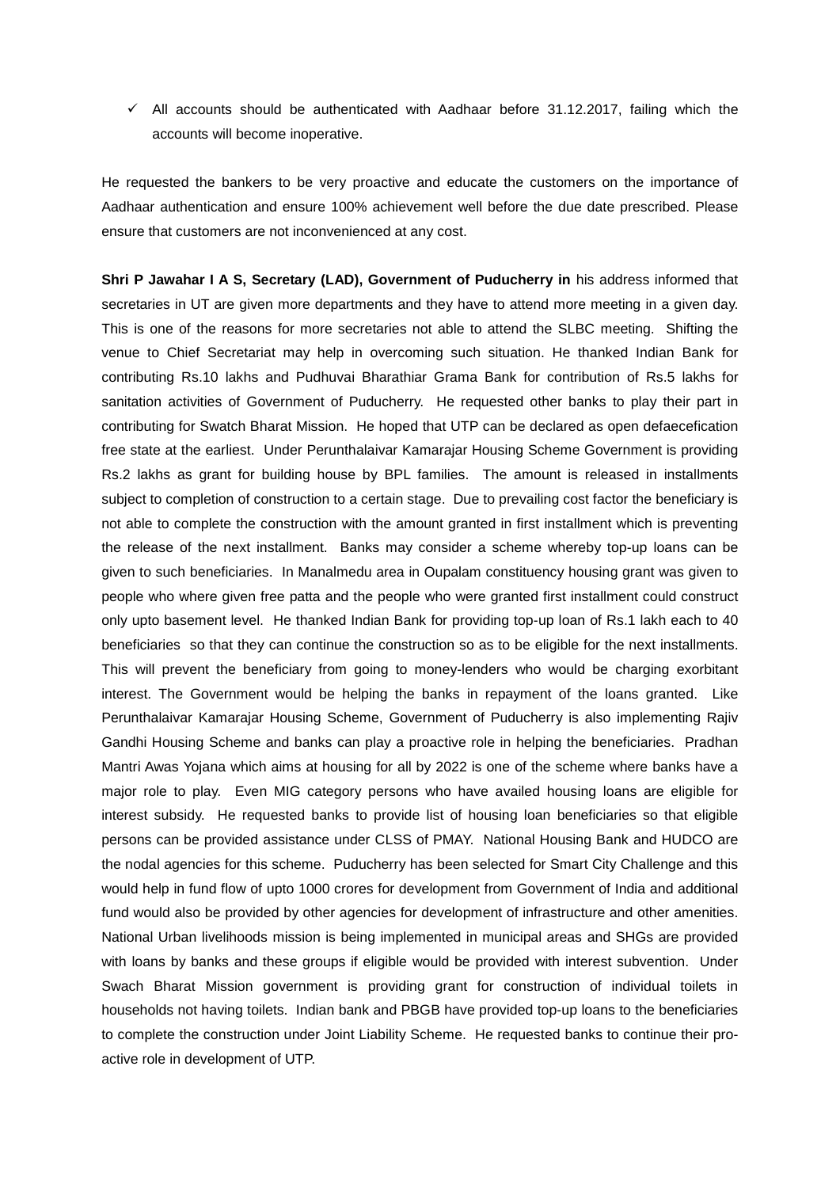- ✓ All accounts should be authenticated with Aadhaar before 31.12.2017, failing which the accounts will become inoperative.

He requested the bankers to be very proactive and educate the customers on the importance of Aadhaar authentication and ensure 100% achievement well before the due date prescribed. Please ensure that customers are not inconvenienced at any cost.

**Shri P Jawahar I A S, Secretary (LAD), Government of Puducherry in** his address informed that secretaries in UT are given more departments and they have to attend more meeting in a given day. This is one of the reasons for more secretaries not able to attend the SLBC meeting. Shifting the venue to Chief Secretariat may help in overcoming such situation. He thanked Indian Bank for contributing Rs.10 lakhs and Pudhuvai Bharathiar Grama Bank for contribution of Rs.5 lakhs for sanitation activities of Government of Puducherry. He requested other banks to play their part in contributing for Swatch Bharat Mission. He hoped that UTP can be declared as open defaecefication free state at the earliest. Under Perunthalaivar Kamarajar Housing Scheme Government is providing Rs.2 lakhs as grant for building house by BPL families. The amount is released in installments subject to completion of construction to a certain stage. Due to prevailing cost factor the beneficiary is not able to complete the construction with the amount granted in first installment which is preventing the release of the next installment. Banks may consider a scheme whereby top-up loans can be given to such beneficiaries. In Manalmedu area in Oupalam constituency housing grant was given to people who where given free patta and the people who were granted first installment could construct only upto basement level. He thanked Indian Bank for providing top-up loan of Rs.1 lakh each to 40 beneficiaries so that they can continue the construction so as to be eligible for the next installments. This will prevent the beneficiary from going to money-lenders who would be charging exorbitant interest. The Government would be helping the banks in repayment of the loans granted. Like Perunthalaivar Kamarajar Housing Scheme, Government of Puducherry is also implementing Rajiv Gandhi Housing Scheme and banks can play a proactive role in helping the beneficiaries. Pradhan Mantri Awas Yojana which aims at housing for all by 2022 is one of the scheme where banks have a major role to play. Even MIG category persons who have availed housing loans are eligible for interest subsidy. He requested banks to provide list of housing loan beneficiaries so that eligible persons can be provided assistance under CLSS of PMAY. National Housing Bank and HUDCO are the nodal agencies for this scheme. Puducherry has been selected for Smart City Challenge and this would help in fund flow of upto 1000 crores for development from Government of India and additional fund would also be provided by other agencies for development of infrastructure and other amenities. National Urban livelihoods mission is being implemented in municipal areas and SHGs are provided with loans by banks and these groups if eligible would be provided with interest subvention. Under Swach Bharat Mission government is providing grant for construction of individual toilets in households not having toilets. Indian bank and PBGB have provided top-up loans to the beneficiaries to complete the construction under Joint Liability Scheme. He requested banks to continue their pro-active role in development of UTP.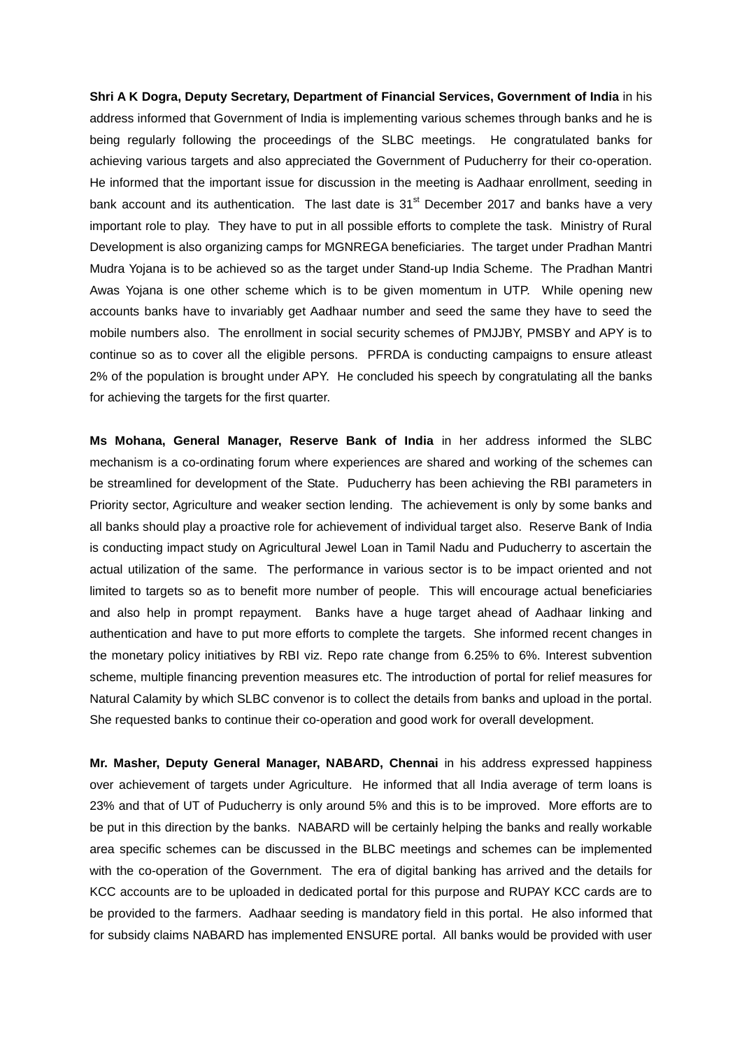**Shri A K Dogra, Deputy Secretary, Department of Financial Services, Government of India** in his address informed that Government of India is implementing various schemes through banks and he is being regularly following the proceedings of the SLBC meetings. He congratulated banks for achieving various targets and also appreciated the Government of Puducherry for their co-operation. He informed that the important issue for discussion in the meeting is Aadhaar enrollment, seeding in bank account and its authentication. The last date is 31st December 2017 and banks have a very important role to play. They have to put in all possible efforts to complete the task. Ministry of Rural Development is also organizing camps for MGNREGA beneficiaries. The target under Pradhan Mantri Mudra Yojana is to be achieved so as the target under Stand-up India Scheme. The Pradhan Mantri Awas Yojana is one other scheme which is to be given momentum in UTP. While opening new accounts banks have to invariably get Aadhaar number and seed the same they have to seed the mobile numbers also. The enrollment in social security schemes of PMJJBY, PMSBY and APY is to continue so as to cover all the eligible persons. PFRDA is conducting campaigns to ensure atleast 2% of the population is brought under APY. He concluded his speech by congratulating all the banks for achieving the targets for the first quarter.

**Ms Mohana, General Manager, Reserve Bank of India** in her address informed the SLBC mechanism is a co-ordinating forum where experiences are shared and working of the schemes can be streamlined for development of the State. Puducherry has been achieving the RBI parameters in Priority sector, Agriculture and weaker section lending. The achievement is only by some banks and all banks should play a proactive role for achievement of individual target also. Reserve Bank of India is conducting impact study on Agricultural Jewel Loan in Tamil Nadu and Puducherry to ascertain the actual utilization of the same. The performance in various sector is to be impact oriented and not limited to targets so as to benefit more number of people. This will encourage actual beneficiaries and also help in prompt repayment. Banks have a huge target ahead of Aadhaar linking and authentication and have to put more efforts to complete the targets. She informed recent changes in the monetary policy initiatives by RBI viz. Repo rate change from 6.25% to 6%. Interest subvention scheme, multiple financing prevention measures etc. The introduction of portal for relief measures for Natural Calamity by which SLBC convenor is to collect the details from banks and upload in the portal. She requested banks to continue their co-operation and good work for overall development.

**Mr. Masher, Deputy General Manager, NABARD, Chennai** in his address expressed happiness over achievement of targets under Agriculture. He informed that all India average of term loans is 23% and that of UT of Puducherry is only around 5% and this is to be improved. More efforts are to be put in this direction by the banks. NABARD will be certainly helping the banks and really workable area specific schemes can be discussed in the BLBC meetings and schemes can be implemented with the co-operation of the Government. The era of digital banking has arrived and the details for KCC accounts are to be uploaded in dedicated portal for this purpose and RUPAY KCC cards are to be provided to the farmers. Aadhaar seeding is mandatory field in this portal. He also informed that for subsidy claims NABARD has implemented ENSURE portal. All banks would be provided with user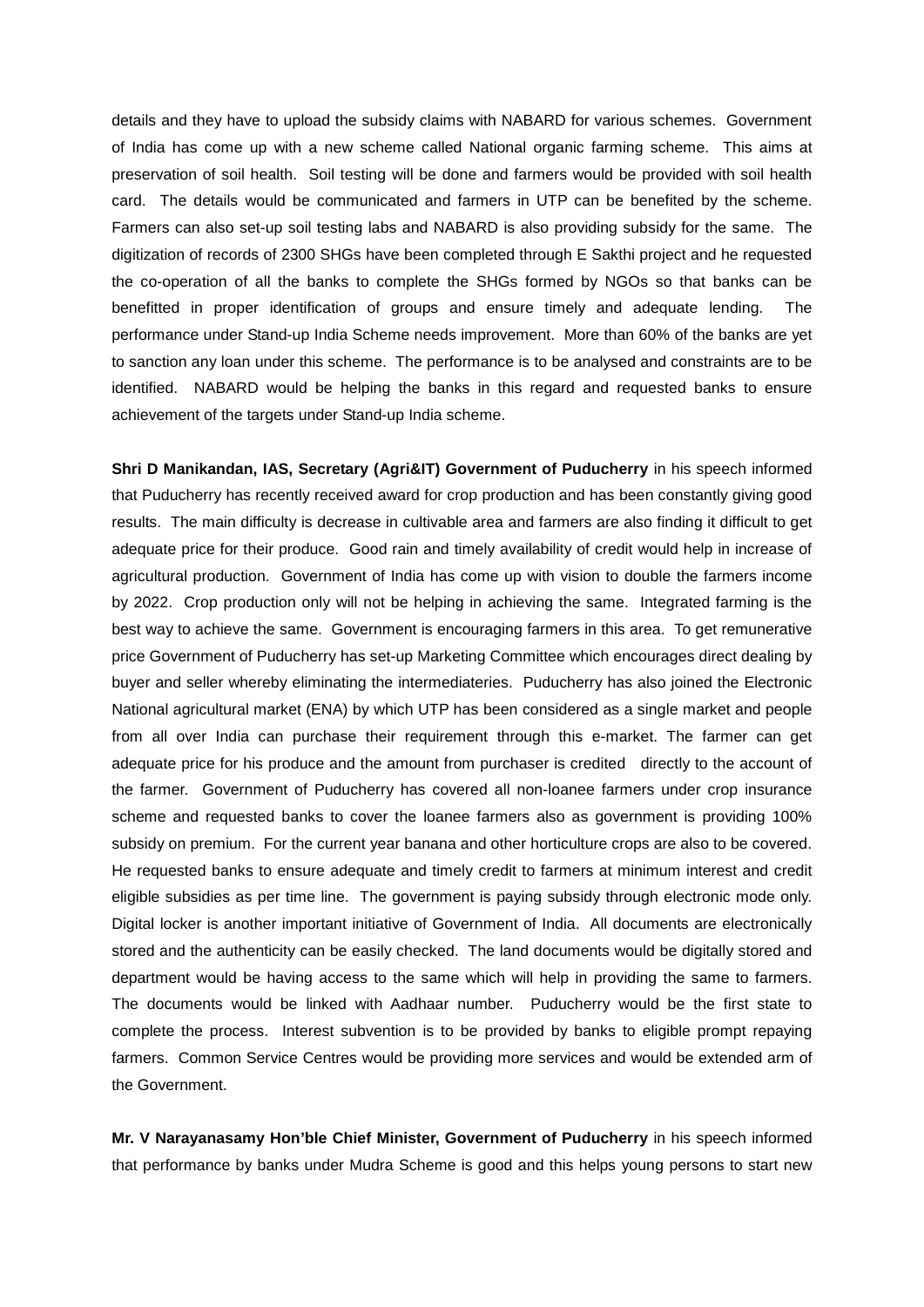details and they have to upload the subsidy claims with NABARD for various schemes. Government of India has come up with a new scheme called National organic farming scheme. This aims at preservation of soil health. Soil testing will be done and farmers would be provided with soil health card. The details would be communicated and farmers in UTP can be benefited by the scheme. Farmers can also set-up soil testing labs and NABARD is also providing subsidy for the same. The digitization of records of 2300 SHGs have been completed through E Sakthi project and he requested the co-operation of all the banks to complete the SHGs formed by NGOs so that banks can be benefitted in proper identification of groups and ensure timely and adequate lending. The performance under Stand-up India Scheme needs improvement. More than 60% of the banks are yet to sanction any loan under this scheme. The performance is to be analysed and constraints are to be identified. NABARD would be helping the banks in this regard and requested banks to ensure achievement of the targets under Stand-up India scheme.

**Shri D Manikandan, IAS, Secretary (Agri&IT) Government of Puducherry** in his speech informed that Puducherry has recently received award for crop production and has been constantly giving good results. The main difficulty is decrease in cultivable area and farmers are also finding it difficult to get adequate price for their produce. Good rain and timely availability of credit would help in increase of agricultural production. Government of India has come up with vision to double the farmers income by 2022. Crop production only will not be helping in achieving the same. Integrated farming is the best way to achieve the same. Government is encouraging farmers in this area. To get remunerative price Government of Puducherry has set-up Marketing Committee which encourages direct dealing by buyer and seller whereby eliminating the intermediateries. Puducherry has also joined the Electronic National agricultural market (ENA) by which UTP has been considered as a single market and people from all over India can purchase their requirement through this e-market. The farmer can get adequate price for his produce and the amount from purchaser is credited directly to the account of the farmer. Government of Puducherry has covered all non-loanee farmers under crop insurance scheme and requested banks to cover the loanee farmers also as government is providing 100% subsidy on premium. For the current year banana and other horticulture crops are also to be covered. He requested banks to ensure adequate and timely credit to farmers at minimum interest and credit eligible subsidies as per time line. The government is paying subsidy through electronic mode only. Digital locker is another important initiative of Government of India. All documents are electronically stored and the authenticity can be easily checked. The land documents would be digitally stored and department would be having access to the same which will help in providing the same to farmers. The documents would be linked with Aadhaar number. Puducherry would be the first state to complete the process. Interest subvention is to be provided by banks to eligible prompt repaying farmers. Common Service Centres would be providing more services and would be extended arm of the Government.

**Mr. V Narayanasamy Hon'ble Chief Minister, Government of Puducherry** in his speech informed that performance by banks under Mudra Scheme is good and this helps young persons to start new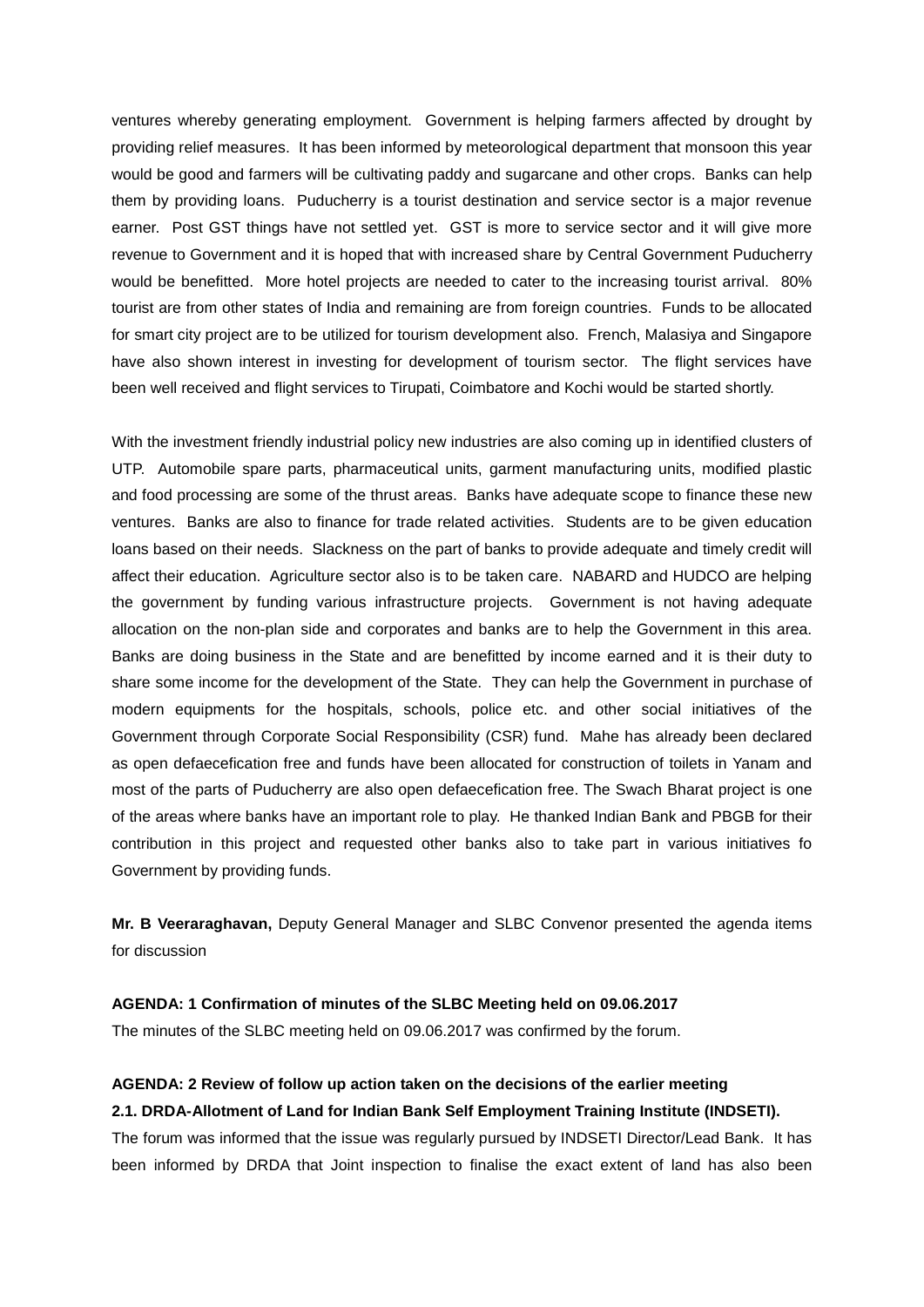ventures whereby generating employment. Government is helping farmers affected by drought by providing relief measures. It has been informed by meteorological department that monsoon this year would be good and farmers will be cultivating paddy and sugarcane and other crops. Banks can help them by providing loans. Puducherry is a tourist destination and service sector is a major revenue earner. Post GST things have not settled yet. GST is more to service sector and it will give more revenue to Government and it is hoped that with increased share by Central Government Puducherry would be benefitted. More hotel projects are needed to cater to the increasing tourist arrival. 80% tourist are from other states of India and remaining are from foreign countries. Funds to be allocated for smart city project are to be utilized for tourism development also. French, Malasiya and Singapore have also shown interest in investing for development of tourism sector. The flight services have been well received and flight services to Tirupati, Coimbatore and Kochi would be started shortly.

With the investment friendly industrial policy new industries are also coming up in identified clusters of UTP. Automobile spare parts, pharmaceutical units, garment manufacturing units, modified plastic and food processing are some of the thrust areas. Banks have adequate scope to finance these new ventures. Banks are also to finance for trade related activities. Students are to be given education loans based on their needs. Slackness on the part of banks to provide adequate and timely credit will affect their education. Agriculture sector also is to be taken care. NABARD and HUDCO are helping the government by funding various infrastructure projects. Government is not having adequate allocation on the non-plan side and corporates and banks are to help the Government in this area. Banks are doing business in the State and are benefitted by income earned and it is their duty to share some income for the development of the State. They can help the Government in purchase of modern equipments for the hospitals, schools, police etc. and other social initiatives of the Government through Corporate Social Responsibility (CSR) fund. Mahe has already been declared as open defaecefication free and funds have been allocated for construction of toilets in Yanam and most of the parts of Puducherry are also open defaecefication free. The Swach Bharat project is one of the areas where banks have an important role to play. He thanked Indian Bank and PBGB for their contribution in this project and requested other banks also to take part in various initiatives fo Government by providing funds.

**Mr. B Veeraraghavan,** Deputy General Manager and SLBC Convenor presented the agenda items for discussion

**AGENDA: 1 Confirmation of minutes of the SLBC Meeting held on 09.06.2017**

The minutes of the SLBC meeting held on 09.06.2017 was confirmed by the forum.

**AGENDA: 2 Review of follow up action taken on the decisions of the earlier meeting**

**2.1. DRDA-Allotment of Land for Indian Bank Self Employment Training Institute (INDSETI).**

The forum was informed that the issue was regularly pursued by INDSETI Director/Lead Bank. It has been informed by DRDA that Joint inspection to finalise the exact extent of land has also been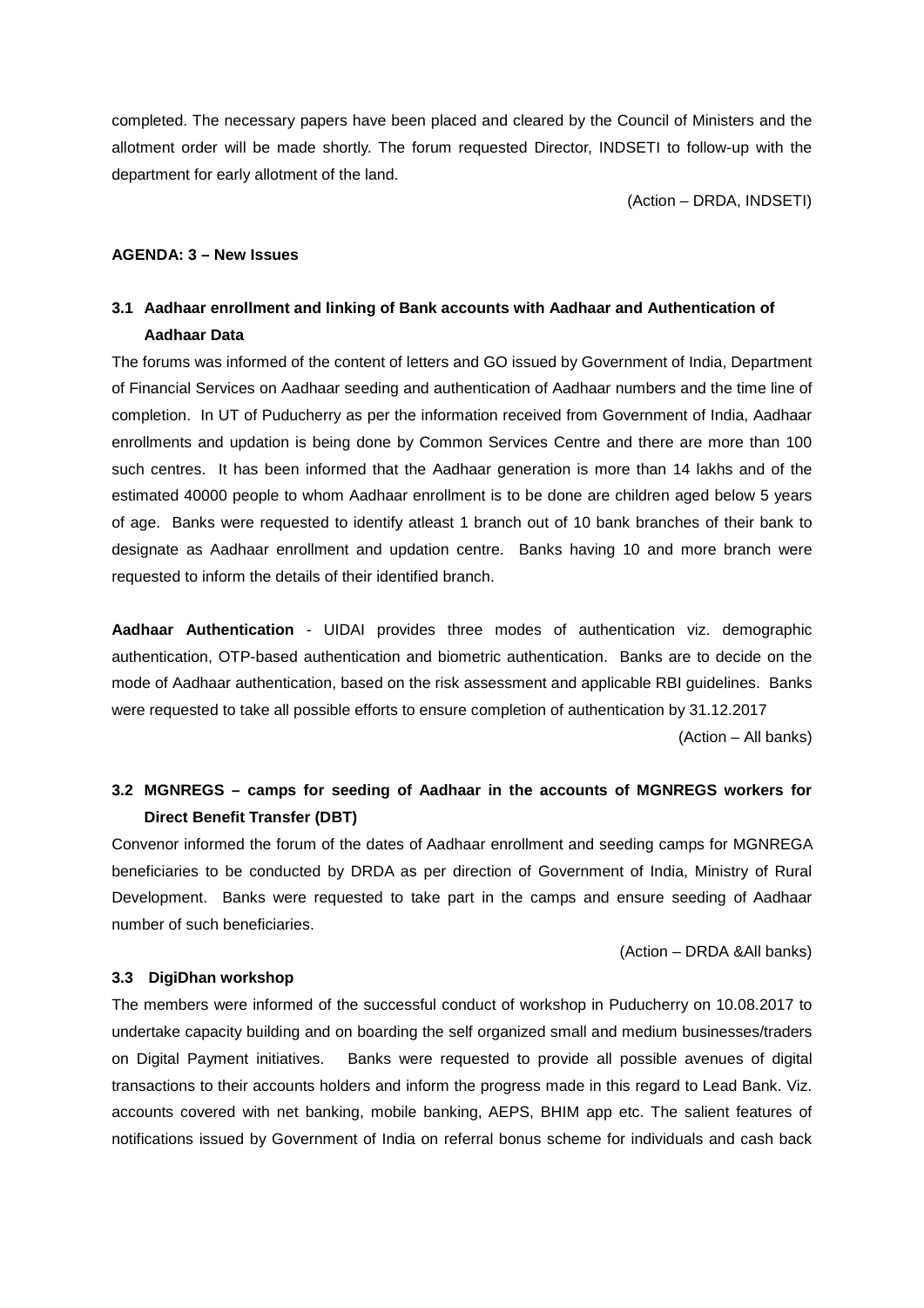completed. The necessary papers have been placed and cleared by the Council of Ministers and the allotment order will be made shortly. The forum requested Director, INDSETI to follow-up with the department for early allotment of the land.

(Action – DRDA, INDSETI)

**AGENDA: 3 – New Issues**

**3.1 Aadhaar enrollment and linking of Bank accounts with Aadhaar and Authentication of Aadhaar Data**

The forums was informed of the content of letters and GO issued by Government of India, Department of Financial Services on Aadhaar seeding and authentication of Aadhaar numbers and the time line of completion. In UT of Puducherry as per the information received from Government of India, Aadhaar enrollments and updation is being done by Common Services Centre and there are more than 100 such centres. It has been informed that the Aadhaar generation is more than 14 lakhs and of the estimated 40000 people to whom Aadhaar enrollment is to be done are children aged below 5 years of age. Banks were requested to identify atleast 1 branch out of 10 bank branches of their bank to designate as Aadhaar enrollment and updation centre. Banks having 10 and more branch were requested to inform the details of their identified branch.

**Aadhaar Authentication** - UIDAI provides three modes of authentication viz. demographic authentication, OTP-based authentication and biometric authentication. Banks are to decide on the mode of Aadhaar authentication, based on the risk assessment and applicable RBI guidelines. Banks were requested to take all possible efforts to ensure completion of authentication by 31.12.2017

(Action – All banks)

**3.2 MGNREGS – camps for seeding of Aadhaar in the accounts of MGNREGS workers for Direct Benefit Transfer (DBT)**

Convenor informed the forum of the dates of Aadhaar enrollment and seeding camps for MGNREGA beneficiaries to be conducted by DRDA as per direction of Government of India, Ministry of Rural Development. Banks were requested to take part in the camps and ensure seeding of Aadhaar number of such beneficiaries.

(Action – DRDA &All banks)

**3.3 DigiDhan workshop**

The members were informed of the successful conduct of workshop in Puducherry on 10.08.2017 to undertake capacity building and on boarding the self organized small and medium businesses/traders on Digital Payment initiatives. Banks were requested to provide all possible avenues of digital transactions to their accounts holders and inform the progress made in this regard to Lead Bank. Viz. accounts covered with net banking, mobile banking, AEPS, BHIM app etc. The salient features of notifications issued by Government of India on referral bonus scheme for individuals and cash back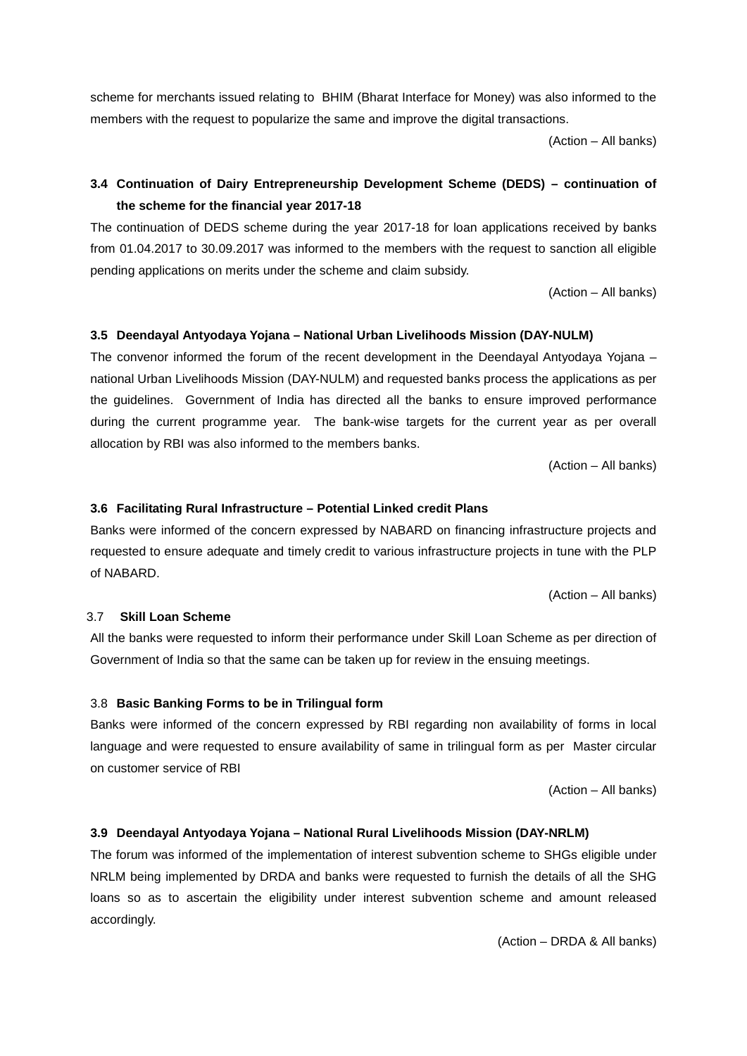scheme for merchants issued relating to BHIM (Bharat Interface for Money) was also informed to the members with the request to popularize the same and improve the digital transactions.

(Action – All banks)

### 3.4 Continuation of Dairy Entrepreneurship Development Scheme (DEDS) – continuation of the scheme for the financial year 2017-18

The continuation of DEDS scheme during the year 2017-18 for loan applications received by banks from 01.04.2017 to 30.09.2017 was informed to the members with the request to sanction all eligible pending applications on merits under the scheme and claim subsidy.

(Action – All banks)

### 3.5 Deendayal Antyodaya Yojana – National Urban Livelihoods Mission (DAY-NULM)

The convenor informed the forum of the recent development in the Deendayal Antyodaya Yojana – national Urban Livelihoods Mission (DAY-NULM) and requested banks process the applications as per the guidelines. Government of India has directed all the banks to ensure improved performance during the current programme year. The bank-wise targets for the current year as per overall allocation by RBI was also informed to the members banks.

(Action – All banks)

### 3.6 Facilitating Rural Infrastructure – Potential Linked credit Plans

Banks were informed of the concern expressed by NABARD on financing infrastructure projects and requested to ensure adequate and timely credit to various infrastructure projects in tune with the PLP of NABARD.

(Action – All banks)

### 3.7 Skill Loan Scheme

All the banks were requested to inform their performance under Skill Loan Scheme as per direction of Government of India so that the same can be taken up for review in the ensuing meetings.

### 3.8 Basic Banking Forms to be in Trilingual form

Banks were informed of the concern expressed by RBI regarding non availability of forms in local language and were requested to ensure availability of same in trilingual form as per Master circular on customer service of RBI

(Action – All banks)

### 3.9 Deendayal Antyodaya Yojana – National Rural Livelihoods Mission (DAY-NRLM)

The forum was informed of the implementation of interest subvention scheme to SHGs eligible under NRLM being implemented by DRDA and banks were requested to furnish the details of all the SHG loans so as to ascertain the eligibility under interest subvention scheme and amount released accordingly.

(Action – DRDA & All banks)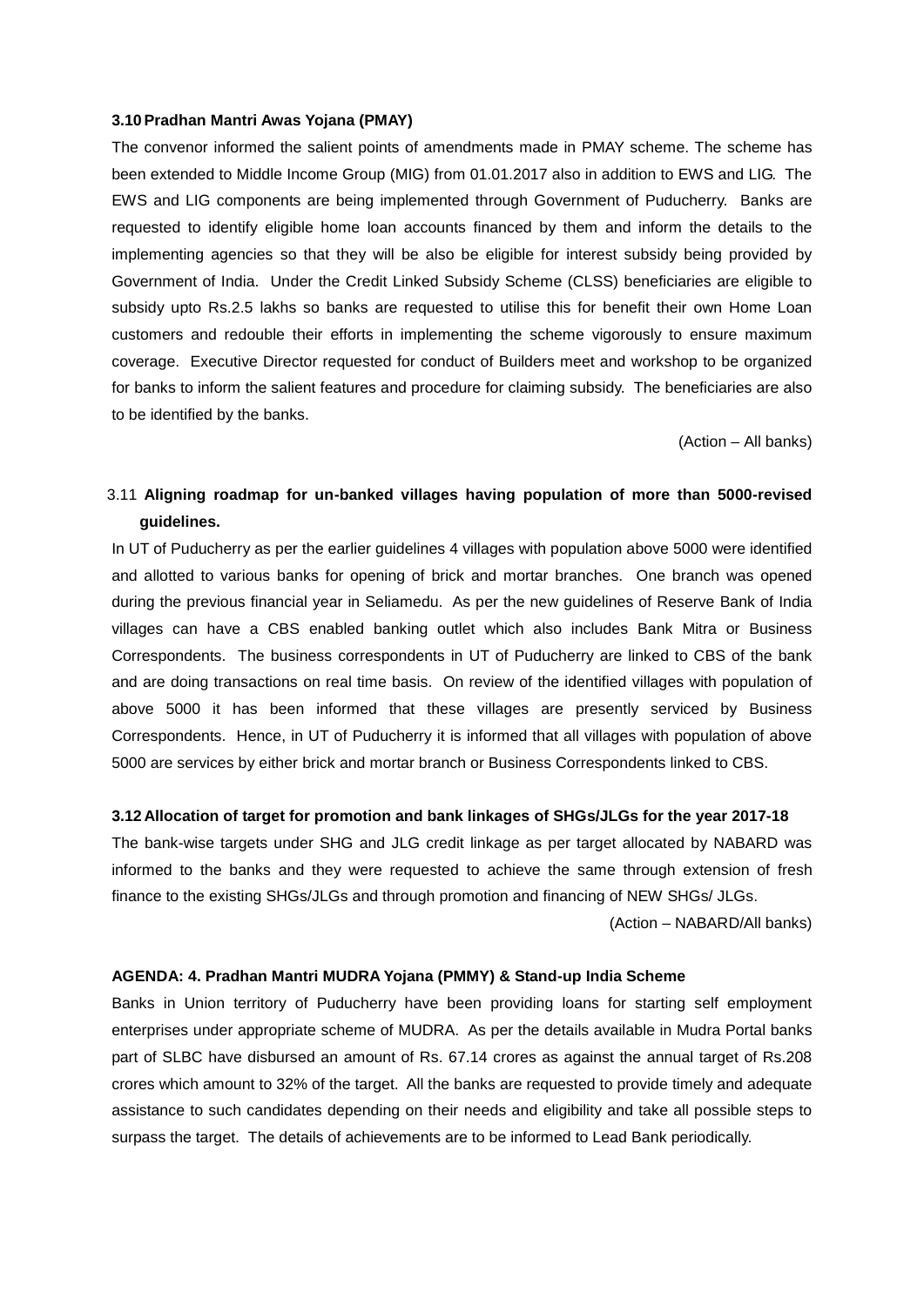### 3.10 Pradhan Mantri Awas Yojana (PMAY)

The convenor informed the salient points of amendments made in PMAY scheme. The scheme has been extended to Middle Income Group (MIG) from 01.01.2017 also in addition to EWS and LIG. The EWS and LIG components are being implemented through Government of Puducherry. Banks are requested to identify eligible home loan accounts financed by them and inform the details to the implementing agencies so that they will be also be eligible for interest subsidy being provided by Government of India. Under the Credit Linked Subsidy Scheme (CLSS) beneficiaries are eligible to subsidy upto Rs.2.5 lakhs so banks are requested to utilise this for benefit their own Home Loan customers and redouble their efforts in implementing the scheme vigorously to ensure maximum coverage. Executive Director requested for conduct of Builders meet and workshop to be organized for banks to inform the salient features and procedure for claiming subsidy. The beneficiaries are also to be identified by the banks.

(Action – All banks)

### 3.11 Aligning roadmap for un-banked villages having population of more than 5000-revised guidelines.

In UT of Puducherry as per the earlier guidelines 4 villages with population above 5000 were identified and allotted to various banks for opening of brick and mortar branches. One branch was opened during the previous financial year in Seliamedu. As per the new guidelines of Reserve Bank of India villages can have a CBS enabled banking outlet which also includes Bank Mitra or Business Correspondents. The business correspondents in UT of Puducherry are linked to CBS of the bank and are doing transactions on real time basis. On review of the identified villages with population of above 5000 it has been informed that these villages are presently serviced by Business Correspondents. Hence, in UT of Puducherry it is informed that all villages with population of above 5000 are services by either brick and mortar branch or Business Correspondents linked to CBS.

### 3.12 Allocation of target for promotion and bank linkages of SHGs/JLGs for the year 2017-18

The bank-wise targets under SHG and JLG credit linkage as per target allocated by NABARD was informed to the banks and they were requested to achieve the same through extension of fresh finance to the existing SHGs/JLGs and through promotion and financing of NEW SHGs/ JLGs.

(Action – NABARD/All banks)

## AGENDA: 4. Pradhan Mantri MUDRA Yojana (PMMY) & Stand-up India Scheme

Banks in Union territory of Puducherry have been providing loans for starting self employment enterprises under appropriate scheme of MUDRA. As per the details available in Mudra Portal banks part of SLBC have disbursed an amount of Rs. 67.14 crores as against the annual target of Rs.208 crores which amount to 32% of the target. All the banks are requested to provide timely and adequate assistance to such candidates depending on their needs and eligibility and take all possible steps to surpass the target. The details of achievements are to be informed to Lead Bank periodically.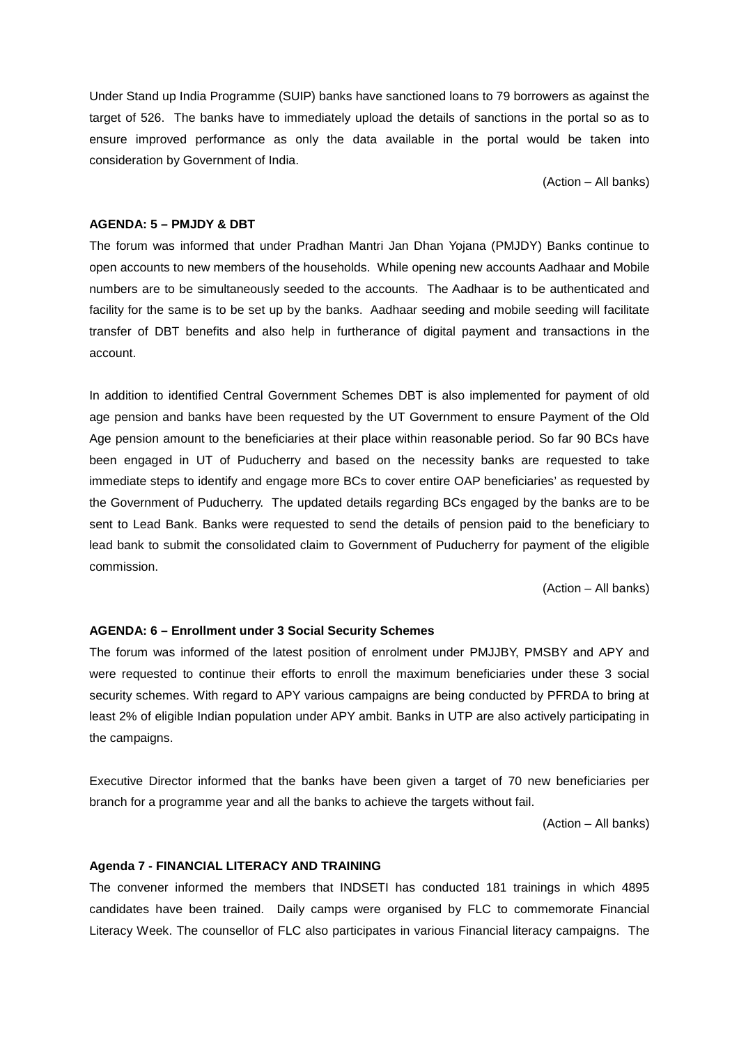Under Stand up India Programme (SUIP) banks have sanctioned loans to 79 borrowers as against the target of 526. The banks have to immediately upload the details of sanctions in the portal so as to ensure improved performance as only the data available in the portal would be taken into consideration by Government of India.

(Action – All banks)

**AGENDA: 5 – PMJDY & DBT**

The forum was informed that under Pradhan Mantri Jan Dhan Yojana (PMJDY) Banks continue to open accounts to new members of the households. While opening new accounts Aadhaar and Mobile numbers are to be simultaneously seeded to the accounts. The Aadhaar is to be authenticated and facility for the same is to be set up by the banks. Aadhaar seeding and mobile seeding will facilitate transfer of DBT benefits and also help in furtherance of digital payment and transactions in the account.

In addition to identified Central Government Schemes DBT is also implemented for payment of old age pension and banks have been requested by the UT Government to ensure Payment of the Old Age pension amount to the beneficiaries at their place within reasonable period. So far 90 BCs have been engaged in UT of Puducherry and based on the necessity banks are requested to take immediate steps to identify and engage more BCs to cover entire OAP beneficiaries' as requested by the Government of Puducherry. The updated details regarding BCs engaged by the banks are to be sent to Lead Bank. Banks were requested to send the details of pension paid to the beneficiary to lead bank to submit the consolidated claim to Government of Puducherry for payment of the eligible commission.

(Action – All banks)

**AGENDA: 6 – Enrollment under 3 Social Security Schemes**

The forum was informed of the latest position of enrolment under PMJJBY, PMSBY and APY and were requested to continue their efforts to enroll the maximum beneficiaries under these 3 social security schemes. With regard to APY various campaigns are being conducted by PFRDA to bring at least 2% of eligible Indian population under APY ambit. Banks in UTP are also actively participating in the campaigns.

Executive Director informed that the banks have been given a target of 70 new beneficiaries per branch for a programme year and all the banks to achieve the targets without fail.

(Action – All banks)

**Agenda 7 - FINANCIAL LITERACY AND TRAINING**

The convener informed the members that INDSETI has conducted 181 trainings in which 4895 candidates have been trained. Daily camps were organised by FLC to commemorate Financial Literacy Week. The counsellor of FLC also participates in various Financial literacy campaigns. The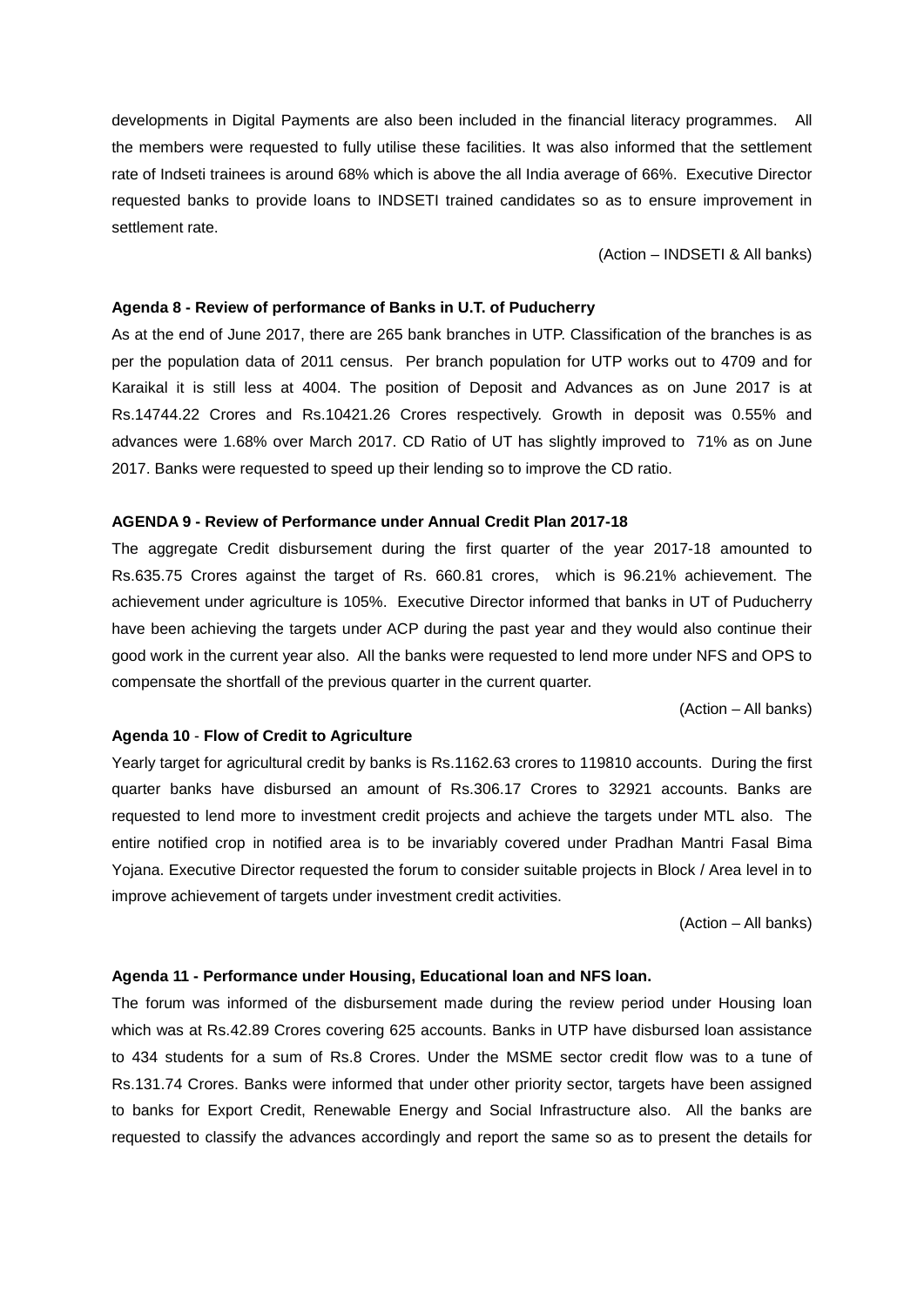developments in Digital Payments are also been included in the financial literacy programmes. All the members were requested to fully utilise these facilities. It was also informed that the settlement rate of Indseti trainees is around 68% which is above the all India average of 66%. Executive Director requested banks to provide loans to INDSETI trained candidates so as to ensure improvement in settlement rate.

(Action – INDSETI & All banks)

**Agenda 8 - Review of performance of Banks in U.T. of Puducherry**

As at the end of June 2017, there are 265 bank branches in UTP. Classification of the branches is as per the population data of 2011 census. Per branch population for UTP works out to 4709 and for Karaikal it is still less at 4004. The position of Deposit and Advances as on June 2017 is at Rs.14744.22 Crores and Rs.10421.26 Crores respectively. Growth in deposit was 0.55% and advances were 1.68% over March 2017. CD Ratio of UT has slightly improved to 71% as on June 2017. Banks were requested to speed up their lending so to improve the CD ratio.

**AGENDA 9 - Review of Performance under Annual Credit Plan 2017-18**

The aggregate Credit disbursement during the first quarter of the year 2017-18 amounted to Rs.635.75 Crores against the target of Rs. 660.81 crores, which is 96.21% achievement. The achievement under agriculture is 105%. Executive Director informed that banks in UT of Puducherry have been achieving the targets under ACP during the past year and they would also continue their good work in the current year also. All the banks were requested to lend more under NFS and OPS to compensate the shortfall of the previous quarter in the current quarter.

(Action – All banks)

**Agenda 10 - Flow of Credit to Agriculture**

Yearly target for agricultural credit by banks is Rs.1162.63 crores to 119810 accounts. During the first quarter banks have disbursed an amount of Rs.306.17 Crores to 32921 accounts. Banks are requested to lend more to investment credit projects and achieve the targets under MTL also. The entire notified crop in notified area is to be invariably covered under Pradhan Mantri Fasal Bima Yojana. Executive Director requested the forum to consider suitable projects in Block / Area level in to improve achievement of targets under investment credit activities.

(Action – All banks)

**Agenda 11 - Performance under Housing, Educational loan and NFS loan.**

The forum was informed of the disbursement made during the review period under Housing loan which was at Rs.42.89 Crores covering 625 accounts. Banks in UTP have disbursed loan assistance to 434 students for a sum of Rs.8 Crores. Under the MSME sector credit flow was to a tune of Rs.131.74 Crores. Banks were informed that under other priority sector, targets have been assigned to banks for Export Credit, Renewable Energy and Social Infrastructure also. All the banks are requested to classify the advances accordingly and report the same so as to present the details for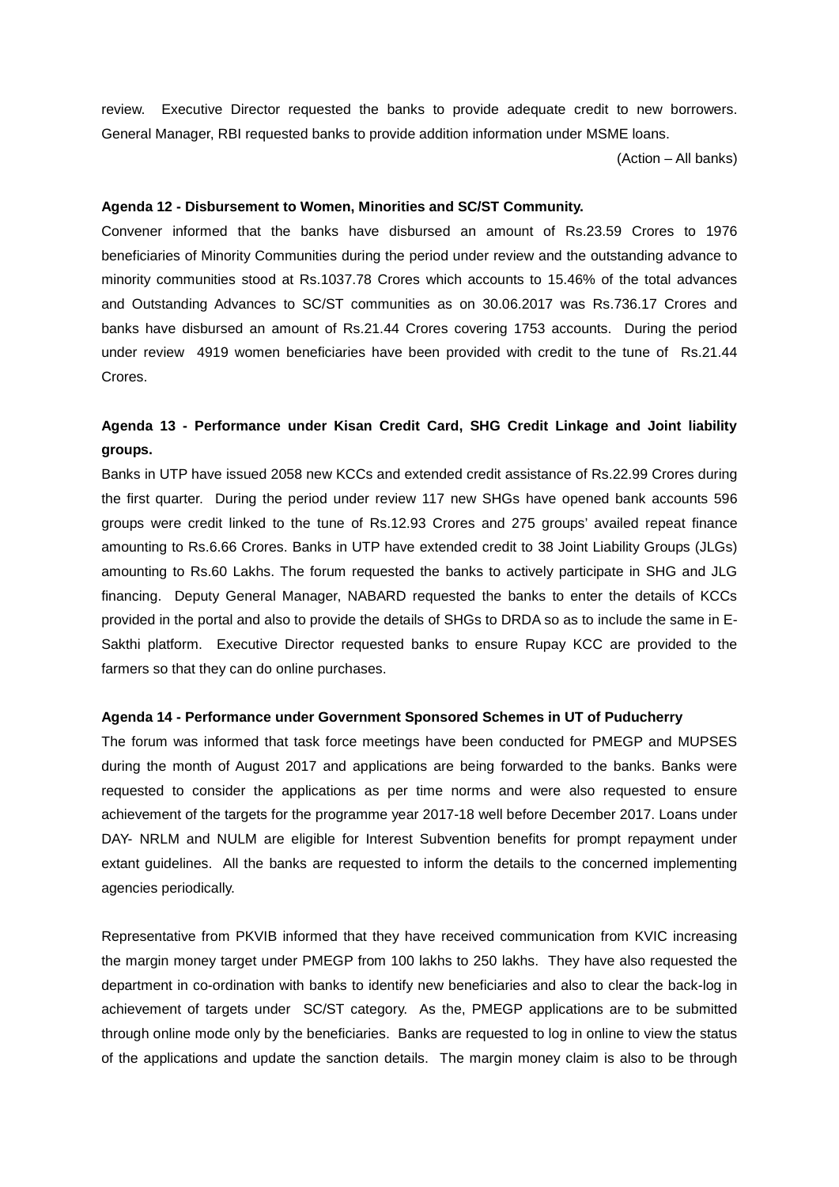review. Executive Director requested the banks to provide adequate credit to new borrowers. General Manager, RBI requested banks to provide addition information under MSME loans.

(Action – All banks)

**Agenda 12 - Disbursement to Women, Minorities and SC/ST Community.**

Convener informed that the banks have disbursed an amount of Rs.23.59 Crores to 1976 beneficiaries of Minority Communities during the period under review and the outstanding advance to minority communities stood at Rs.1037.78 Crores which accounts to 15.46% of the total advances and Outstanding Advances to SC/ST communities as on 30.06.2017 was Rs.736.17 Crores and banks have disbursed an amount of Rs.21.44 Crores covering 1753 accounts. During the period under review 4919 women beneficiaries have been provided with credit to the tune of Rs.21.44 Crores.

**Agenda 13 - Performance under Kisan Credit Card, SHG Credit Linkage and Joint liability groups.**

Banks in UTP have issued 2058 new KCCs and extended credit assistance of Rs.22.99 Crores during the first quarter. During the period under review 117 new SHGs have opened bank accounts 596 groups were credit linked to the tune of Rs.12.93 Crores and 275 groups' availed repeat finance amounting to Rs.6.66 Crores. Banks in UTP have extended credit to 38 Joint Liability Groups (JLGs) amounting to Rs.60 Lakhs. The forum requested the banks to actively participate in SHG and JLG financing. Deputy General Manager, NABARD requested the banks to enter the details of KCCs provided in the portal and also to provide the details of SHGs to DRDA so as to include the same in E-Sakthi platform. Executive Director requested banks to ensure Rupay KCC are provided to the farmers so that they can do online purchases.

**Agenda 14 - Performance under Government Sponsored Schemes in UT of Puducherry**

The forum was informed that task force meetings have been conducted for PMEGP and MUPSES during the month of August 2017 and applications are being forwarded to the banks. Banks were requested to consider the applications as per time norms and were also requested to ensure achievement of the targets for the programme year 2017-18 well before December 2017. Loans under DAY- NRLM and NULM are eligible for Interest Subvention benefits for prompt repayment under extant guidelines. All the banks are requested to inform the details to the concerned implementing agencies periodically.

Representative from PKVIB informed that they have received communication from KVIC increasing the margin money target under PMEGP from 100 lakhs to 250 lakhs. They have also requested the department in co-ordination with banks to identify new beneficiaries and also to clear the back-log in achievement of targets under SC/ST category. As the, PMEGP applications are to be submitted through online mode only by the beneficiaries. Banks are requested to log in online to view the status of the applications and update the sanction details. The margin money claim is also to be through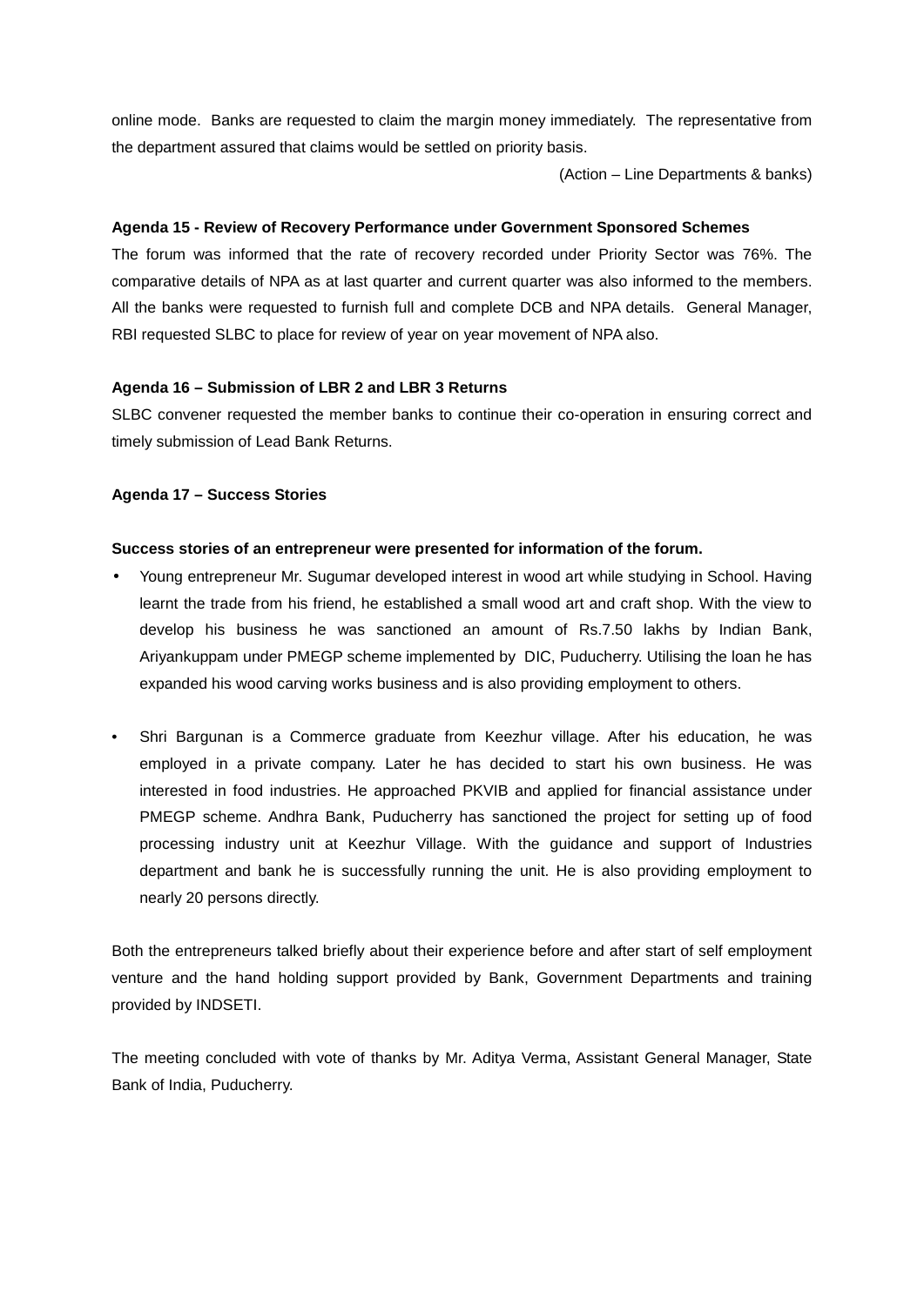online mode.  Banks are requested to claim the margin money immediately.  The representative from the department assured that claims would be settled on priority basis.

(Action – Line Departments & banks)

**Agenda 15 - Review of Recovery Performance under Government Sponsored Schemes**

The forum was informed that the rate of recovery recorded under Priority Sector was 76%. The comparative details of NPA as at last quarter and current quarter was also informed to the members. All the banks were requested to furnish full and complete DCB and NPA details.  General Manager, RBI requested SLBC to place for review of year on year movement of NPA also.

**Agenda 16 – Submission of LBR 2 and LBR 3 Returns**

SLBC convener requested the member banks to continue their co-operation in ensuring correct and timely submission of Lead Bank Returns.

**Agenda 17 – Success Stories**

**Success stories of an entrepreneur were presented for information of the forum.**

- Young entrepreneur Mr. Sugumar developed interest in wood art while studying in School. Having learnt the trade from his friend, he established a small wood art and craft shop. With the view to develop his business he was sanctioned an amount of Rs.7.50 lakhs by Indian Bank, Ariyankuppam under PMEGP scheme implemented by  DIC, Puducherry. Utilising the loan he has expanded his wood carving works business and is also providing employment to others.

- Shri Bargunan is a Commerce graduate from Keezhur village. After his education, he was employed in a private company. Later he has decided to start his own business. He was interested in food industries. He approached PKVIB and applied for financial assistance under PMEGP scheme. Andhra Bank, Puducherry has sanctioned the project for setting up of food processing industry unit at Keezhur Village. With the guidance and support of Industries department and bank he is successfully running the unit. He is also providing employment to nearly 20 persons directly.

Both the entrepreneurs talked briefly about their experience before and after start of self employment venture and the hand holding support provided by Bank, Government Departments and training provided by INDSETI.

The meeting concluded with vote of thanks by Mr. Aditya Verma, Assistant General Manager, State Bank of India, Puducherry.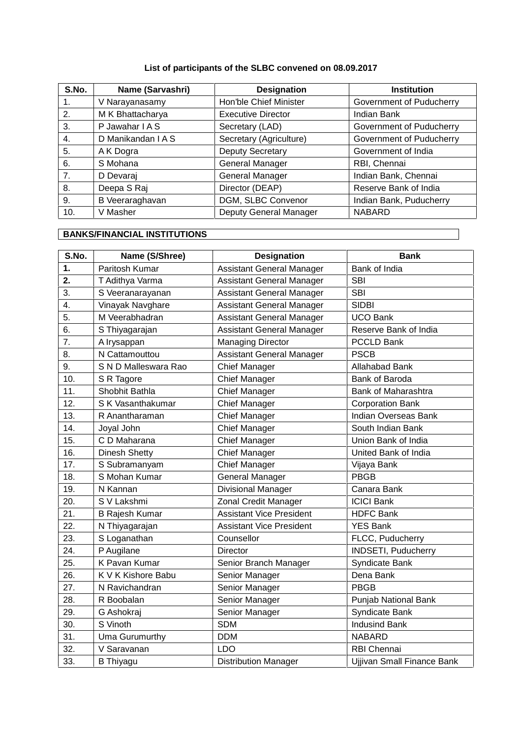**List of participants of the SLBC convened on 08.09.2017**

| S.No. | Name (Sarvashri) | Designation | Institution |
|---|---|---|---|
| 1. | V Narayanasamy | Hon'ble Chief Minister | Government of Puducherry |
| 2. | M K Bhattacharya | Executive Director | Indian Bank |
| 3. | P Jawahar I A S | Secretary (LAD) | Government of Puducherry |
| 4. | D Manikandan I A S | Secretary (Agriculture) | Government of Puducherry |
| 5. | A K Dogra | Deputy Secretary | Government of India |
| 6. | S Mohana | General Manager | RBI, Chennai |
| 7. | D Devaraj | General Manager | Indian Bank, Chennai |
| 8. | Deepa S Raj | Director (DEAP) | Reserve Bank of India |
| 9. | B Veeraraghavan | DGM, SLBC Convenor | Indian Bank, Puducherry |
| 10. | V Masher | Deputy General Manager | NABARD |

**BANKS/FINANCIAL INSTITUTIONS**

| S.No. | Name (S/Shree) | Designation | Bank |
|---|---|---|---|
| **1.** | Paritosh Kumar | Assistant General Manager | Bank of India |
| **2.** | T Adithya Varma | Assistant General Manager | SBI |
| 3. | S Veeranarayanan | Assistant General Manager | SBI |
| 4. | Vinayak Navghare | Assistant General Manager | SIDBI |
| 5. | M Veerabhadran | Assistant General Manager | UCO Bank |
| 6. | S Thiyagarajan | Assistant General Manager | Reserve Bank of India |
| 7. | A Irysappan | Managing Director | PCCLD Bank |
| 8. | N Cattamouttou | Assistant General Manager | PSCB |
| 9. | S N D Malleswara Rao | Chief Manager | Allahabad Bank |
| 10. | S R Tagore | Chief Manager | Bank of Baroda |
| 11. | Shobhit Bathla | Chief Manager | Bank of Maharashtra |
| 12. | S K Vasanthakumar | Chief Manager | Corporation Bank |
| 13. | R Anantharaman | Chief Manager | Indian Overseas Bank |
| 14. | Joyal John | Chief Manager | South Indian Bank |
| 15. | C D Maharana | Chief Manager | Union Bank of India |
| 16. | Dinesh Shetty | Chief Manager | United Bank of India |
| 17. | S Subramanyam | Chief Manager | Vijaya Bank |
| 18. | S Mohan Kumar | General Manager | PBGB |
| 19. | N Kannan | Divisional Manager | Canara Bank |
| 20. | S V Lakshmi | Zonal Credit Manager | ICICI Bank |
| 21. | B Rajesh Kumar | Assistant Vice President | HDFC Bank |
| 22. | N Thiyagarajan | Assistant Vice President | YES Bank |
| 23. | S Loganathan | Counsellor | FLCC, Puducherry |
| 24. | P Augilane | Director | INDSETI, Puducherry |
| 25. | K Pavan Kumar | Senior Branch Manager | Syndicate Bank |
| 26. | K V K Kishore Babu | Senior Manager | Dena Bank |
| 27. | N Ravichandran | Senior Manager | PBGB |
| 28. | R Boobalan | Senior Manager | Punjab National Bank |
| 29. | G Ashokraj | Senior Manager | Syndicate Bank |
| 30. | S Vinoth | SDM | Indusind Bank |
| 31. | Uma Gurumurthy | DDM | NABARD |
| 32. | V Saravanan | LDO | RBI Chennai |
| 33. | B Thiyagu | Distribution Manager | Ujjivan Small Finance Bank |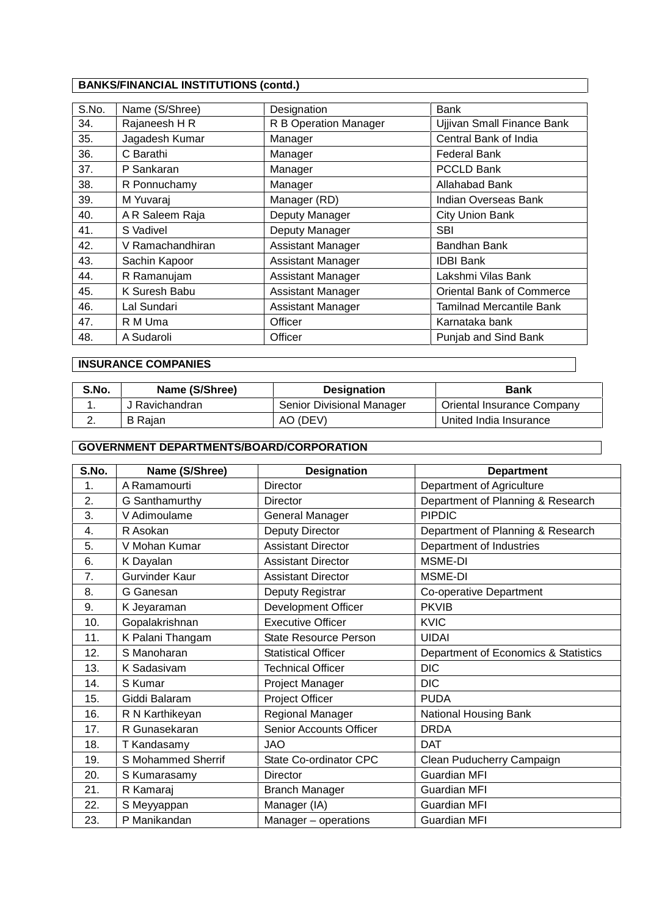**BANKS/FINANCIAL INSTITUTIONS (contd.)**

| S.No. | Name (S/Shree) | Designation | Bank |
|---|---|---|---|
| 34. | Rajaneesh H R | R B Operation Manager | Ujjivan Small Finance Bank |
| 35. | Jagadesh Kumar | Manager | Central Bank of India |
| 36. | C Barathi | Manager | Federal Bank |
| 37. | P Sankaran | Manager | PCCLD Bank |
| 38. | R Ponnuchamy | Manager | Allahabad Bank |
| 39. | M Yuvaraj | Manager (RD) | Indian Overseas Bank |
| 40. | A R Saleem Raja | Deputy Manager | City Union Bank |
| 41. | S Vadivel | Deputy Manager | SBI |
| 42. | V Ramachandhiran | Assistant Manager | Bandhan Bank |
| 43. | Sachin Kapoor | Assistant Manager | IDBI Bank |
| 44. | R Ramanujam | Assistant Manager | Lakshmi Vilas Bank |
| 45. | K Suresh Babu | Assistant Manager | Oriental Bank of Commerce |
| 46. | Lal Sundari | Assistant Manager | Tamilnad Mercantile Bank |
| 47. | R M Uma | Officer | Karnataka bank |
| 48. | A Sudaroli | Officer | Punjab and Sind Bank |

**INSURANCE COMPANIES**

| S.No. | Name (S/Shree) | Designation | Bank |
|---|---|---|---|
| 1. | J Ravichandran | Senior Divisional Manager | Oriental Insurance Company |
| 2. | B Rajan | AO (DEV) | United India Insurance |

**GOVERNMENT DEPARTMENTS/BOARD/CORPORATION**

| S.No. | Name (S/Shree) | Designation | Department |
|---|---|---|---|
| 1. | A Ramamourti | Director | Department of Agriculture |
| 2. | G Santhamurthy | Director | Department of Planning & Research |
| 3. | V Adimoulame | General Manager | PIPDIC |
| 4. | R Asokan | Deputy Director | Department of Planning & Research |
| 5. | V Mohan Kumar | Assistant Director | Department of Industries |
| 6. | K Dayalan | Assistant Director | MSME-DI |
| 7. | Gurvinder Kaur | Assistant Director | MSME-DI |
| 8. | G Ganesan | Deputy Registrar | Co-operative Department |
| 9. | K Jeyaraman | Development Officer | PKVIB |
| 10. | Gopalakrishnan | Executive Officer | KVIC |
| 11. | K Palani Thangam | State Resource Person | UIDAI |
| 12. | S Manoharan | Statistical Officer | Department of Economics & Statistics |
| 13. | K Sadasivam | Technical Officer | DIC |
| 14. | S Kumar | Project Manager | DIC |
| 15. | Giddi Balaram | Project Officer | PUDA |
| 16. | R N Karthikeyan | Regional Manager | National Housing Bank |
| 17. | R Gunasekaran | Senior Accounts Officer | DRDA |
| 18. | T Kandasamy | JAO | DAT |
| 19. | S Mohammed Sherrif | State Co-ordinator CPC | Clean Puducherry Campaign |
| 20. | S Kumarasamy | Director | Guardian MFI |
| 21. | R Kamaraj | Branch Manager | Guardian MFI |
| 22. | S Meyyappan | Manager (IA) | Guardian MFI |
| 23. | P Manikandan | Manager – operations | Guardian MFI |